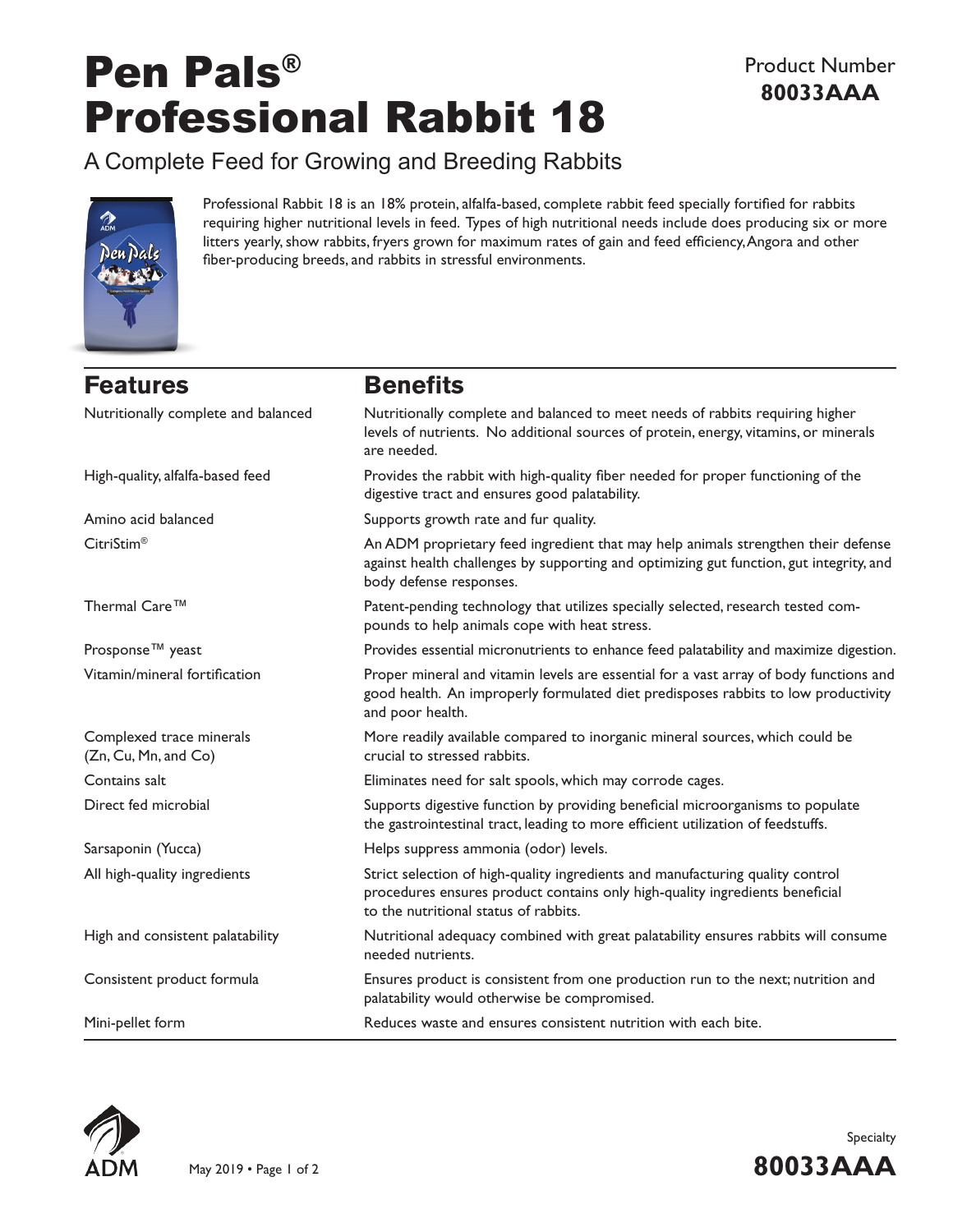# Pen Pals® Professional Rabbit 18

Product Number
**80033AAA**

## A Complete Feed for Growing and Breeding Rabbits

Professional Rabbit 18 is an 18% protein, alfalfa-based, complete rabbit feed specially fortified for rabbits requiring higher nutritional levels in feed. Types of high nutritional needs include does producing six or more litters yearly, show rabbits, fryers grown for maximum rates of gain and feed efficiency, Angora and other fiber-producing breeds, and rabbits in stressful environments.

| Features | Benefits |
| --- | --- |
| Nutritionally complete and balanced | Nutritionally complete and balanced to meet needs of rabbits requiring higher levels of nutrients. No additional sources of protein, energy, vitamins, or minerals are needed. |
| High-quality, alfalfa-based feed | Provides the rabbit with high-quality fiber needed for proper functioning of the digestive tract and ensures good palatability. |
| Amino acid balanced | Supports growth rate and fur quality. |
| CitriStim® | An ADM proprietary feed ingredient that may help animals strengthen their defense against health challenges by supporting and optimizing gut function, gut integrity, and body defense responses. |
| Thermal Care™ | Patent-pending technology that utilizes specially selected, research tested compounds to help animals cope with heat stress. |
| Prosponse™ yeast | Provides essential micronutrients to enhance feed palatability and maximize digestion. |
| Vitamin/mineral fortification | Proper mineral and vitamin levels are essential for a vast array of body functions and good health. An improperly formulated diet predisposes rabbits to low productivity and poor health. |
| Complexed trace minerals (Zn, Cu, Mn, and Co) | More readily available compared to inorganic mineral sources, which could be crucial to stressed rabbits. |
| Contains salt | Eliminates need for salt spools, which may corrode cages. |
| Direct fed microbial | Supports digestive function by providing beneficial microorganisms to populate the gastrointestinal tract, leading to more efficient utilization of feedstuffs. |
| Sarsaponin (Yucca) | Helps suppress ammonia (odor) levels. |
| All high-quality ingredients | Strict selection of high-quality ingredients and manufacturing quality control procedures ensures product contains only high-quality ingredients beneficial to the nutritional status of rabbits. |
| High and consistent palatability | Nutritional adequacy combined with great palatability ensures rabbits will consume needed nutrients. |
| Consistent product formula | Ensures product is consistent from one production run to the next; nutrition and palatability would otherwise be compromised. |
| Mini-pellet form | Reduces waste and ensures consistent nutrition with each bite. |

May 2019

Specialty
**80033AAA**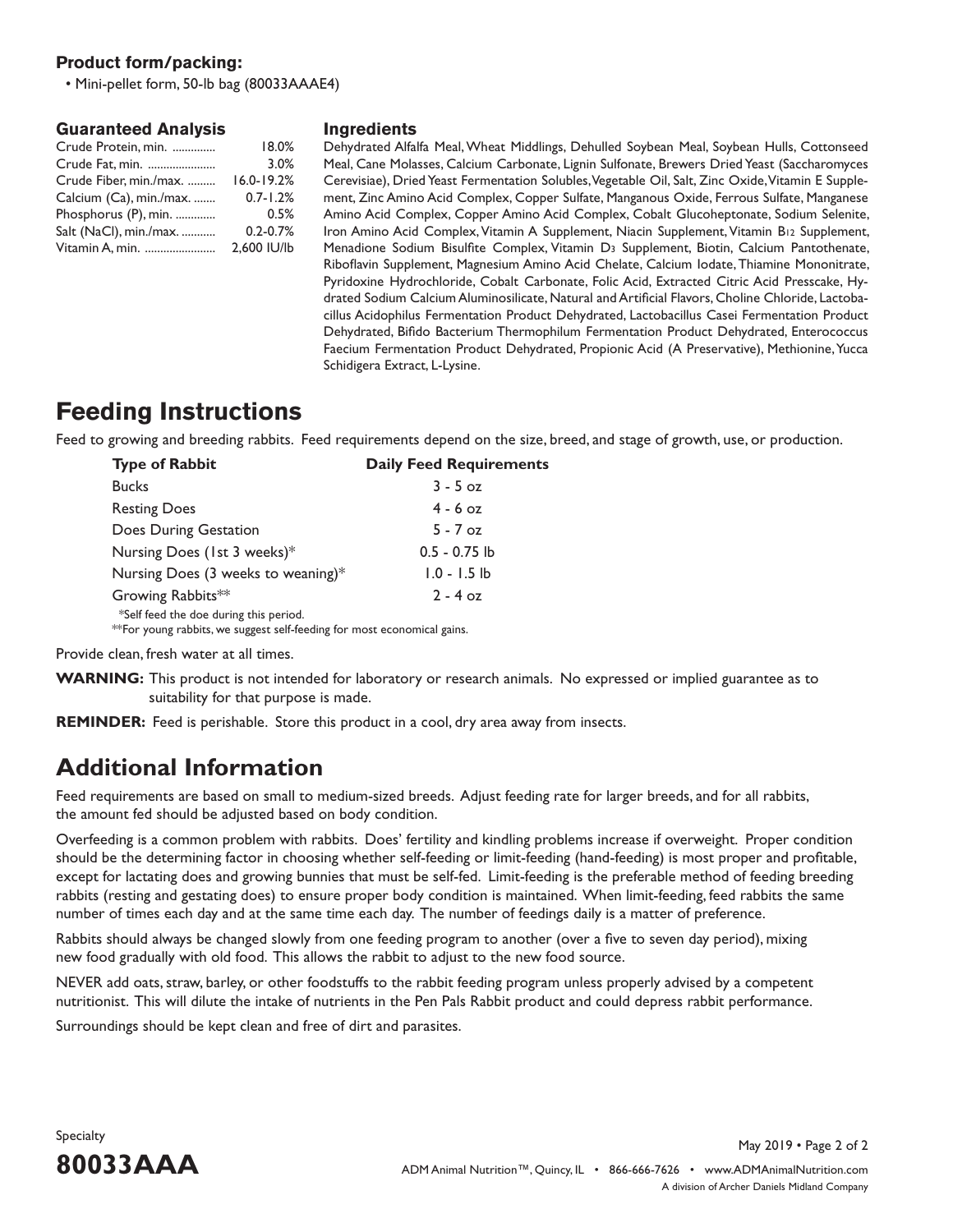### Product form/packing:

- Mini-pellet form, 50-lb bag (80033AAAE4)

### Guaranteed Analysis

| | |
|---|---|
| Crude Protein, min. | 18.0% |
| Crude Fat, min. | 3.0% |
| Crude Fiber, min./max. | 16.0-19.2% |
| Calcium (Ca), min./max. | 0.7-1.2% |
| Phosphorus (P), min. | 0.5% |
| Salt (NaCl), min./max. | 0.2-0.7% |
| Vitamin A, min. | 2,600 IU/lb |

### Ingredients

Dehydrated Alfalfa Meal, Wheat Middlings, Dehulled Soybean Meal, Soybean Hulls, Cottonseed Meal, Cane Molasses, Calcium Carbonate, Lignin Sulfonate, Brewers Dried Yeast (Saccharomyces Cerevisiae), Dried Yeast Fermentation Solubles, Vegetable Oil, Salt, Zinc Oxide, Vitamin E Supplement, Zinc Amino Acid Complex, Copper Sulfate, Manganous Oxide, Ferrous Sulfate, Manganese Amino Acid Complex, Copper Amino Acid Complex, Cobalt Glucoheptonate, Sodium Selenite, Iron Amino Acid Complex, Vitamin A Supplement, Niacin Supplement, Vitamin $B_{12}$ Supplement, Menadione Sodium Bisulfite Complex, Vitamin $D_3$ Supplement, Biotin, Calcium Pantothenate, Riboflavin Supplement, Magnesium Amino Acid Chelate, Calcium Iodate, Thiamine Mononitrate, Pyridoxine Hydrochloride, Cobalt Carbonate, Folic Acid, Extracted Citric Acid Presscake, Hydrated Sodium Calcium Aluminosilicate, Natural and Artificial Flavors, Choline Chloride, Lactobacillus Acidophilus Fermentation Product Dehydrated, Lactobacillus Casei Fermentation Product Dehydrated, Bifido Bacterium Thermophilum Fermentation Product Dehydrated, Enterococcus Faecium Fermentation Product Dehydrated, Propionic Acid (A Preservative), Methionine, Yucca Schidigera Extract, L-Lysine.

# Feeding Instructions

Feed to growing and breeding rabbits. Feed requirements depend on the size, breed, and stage of growth, use, or production.

| Type of Rabbit | Daily Feed Requirements |
|---|---|
| Bucks | 3 - 5 oz |
| Resting Does | 4 - 6 oz |
| Does During Gestation | 5 - 7 oz |
| Nursing Does (1st 3 weeks)* | 0.5 - 0.75 lb |
| Nursing Does (3 weeks to weaning)* | 1.0 - 1.5 lb |
| Growing Rabbits** | 2 - 4 oz |

*Self feed the doe during this period.
**For young rabbits, we suggest self-feeding for most economical gains.

Provide clean, fresh water at all times.

**WARNING:** This product is not intended for laboratory or research animals. No expressed or implied guarantee as to suitability for that purpose is made.

**REMINDER:** Feed is perishable. Store this product in a cool, dry area away from insects.

# Additional Information

Feed requirements are based on small to medium-sized breeds. Adjust feeding rate for larger breeds, and for all rabbits, the amount fed should be adjusted based on body condition.

Overfeeding is a common problem with rabbits. Does' fertility and kindling problems increase if overweight. Proper condition should be the determining factor in choosing whether self-feeding or limit-feeding (hand-feeding) is most proper and profitable, except for lactating does and growing bunnies that must be self-fed. Limit-feeding is the preferable method of feeding breeding rabbits (resting and gestating does) to ensure proper body condition is maintained. When limit-feeding, feed rabbits the same number of times each day and at the same time each day. The number of feedings daily is a matter of preference.

Rabbits should always be changed slowly from one feeding program to another (over a five to seven day period), mixing new food gradually with old food. This allows the rabbit to adjust to the new food source.

NEVER add oats, straw, barley, or other foodstuffs to the rabbit feeding program unless properly advised by a competent nutritionist. This will dilute the intake of nutrients in the Pen Pals Rabbit product and could depress rabbit performance.

Surroundings should be kept clean and free of dirt and parasites.

Specialty

**80033AAA**

May 2019

ADM Animal Nutrition™, Quincy, IL • 866-666-7626 • www.ADMAnimalNutrition.com
A division of Archer Daniels Midland Company